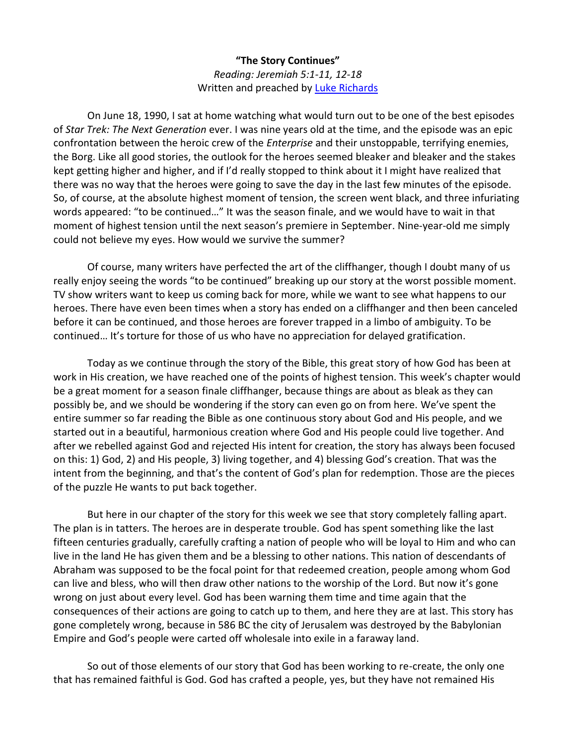**"The Story Continues"**

*Reading: Jeremiah 5:1-11, 12-18*

Written and preached by Luke Richards

On June 18, 1990, I sat at home watching what would turn out to be one of the best episodes of *Star Trek: The Next Generation* ever. I was nine years old at the time, and the episode was an epic confrontation between the heroic crew of the *Enterprise* and their unstoppable, terrifying enemies, the Borg. Like all good stories, the outlook for the heroes seemed bleaker and bleaker and the stakes kept getting higher and higher, and if I'd really stopped to think about it I might have realized that there was no way that the heroes were going to save the day in the last few minutes of the episode. So, of course, at the absolute highest moment of tension, the screen went black, and three infuriating words appeared: "to be continued…" It was the season finale, and we would have to wait in that moment of highest tension until the next season's premiere in September. Nine-year-old me simply could not believe my eyes. How would we survive the summer?

Of course, many writers have perfected the art of the cliffhanger, though I doubt many of us really enjoy seeing the words "to be continued" breaking up our story at the worst possible moment. TV show writers want to keep us coming back for more, while we want to see what happens to our heroes. There have even been times when a story has ended on a cliffhanger and then been canceled before it can be continued, and those heroes are forever trapped in a limbo of ambiguity. To be continued… It's torture for those of us who have no appreciation for delayed gratification.

Today as we continue through the story of the Bible, this great story of how God has been at work in His creation, we have reached one of the points of highest tension. This week's chapter would be a great moment for a season finale cliffhanger, because things are about as bleak as they can possibly be, and we should be wondering if the story can even go on from here. We've spent the entire summer so far reading the Bible as one continuous story about God and His people, and we started out in a beautiful, harmonious creation where God and His people could live together. And after we rebelled against God and rejected His intent for creation, the story has always been focused on this: 1) God, 2) and His people, 3) living together, and 4) blessing God's creation. That was the intent from the beginning, and that's the content of God's plan for redemption. Those are the pieces of the puzzle He wants to put back together.

But here in our chapter of the story for this week we see that story completely falling apart. The plan is in tatters. The heroes are in desperate trouble. God has spent something like the last fifteen centuries gradually, carefully crafting a nation of people who will be loyal to Him and who can live in the land He has given them and be a blessing to other nations. This nation of descendants of Abraham was supposed to be the focal point for that redeemed creation, people among whom God can live and bless, who will then draw other nations to the worship of the Lord. But now it's gone wrong on just about every level. God has been warning them time and time again that the consequences of their actions are going to catch up to them, and here they are at last. This story has gone completely wrong, because in 586 BC the city of Jerusalem was destroyed by the Babylonian Empire and God's people were carted off wholesale into exile in a faraway land.

So out of those elements of our story that God has been working to re-create, the only one that has remained faithful is God. God has crafted a people, yes, but they have not remained His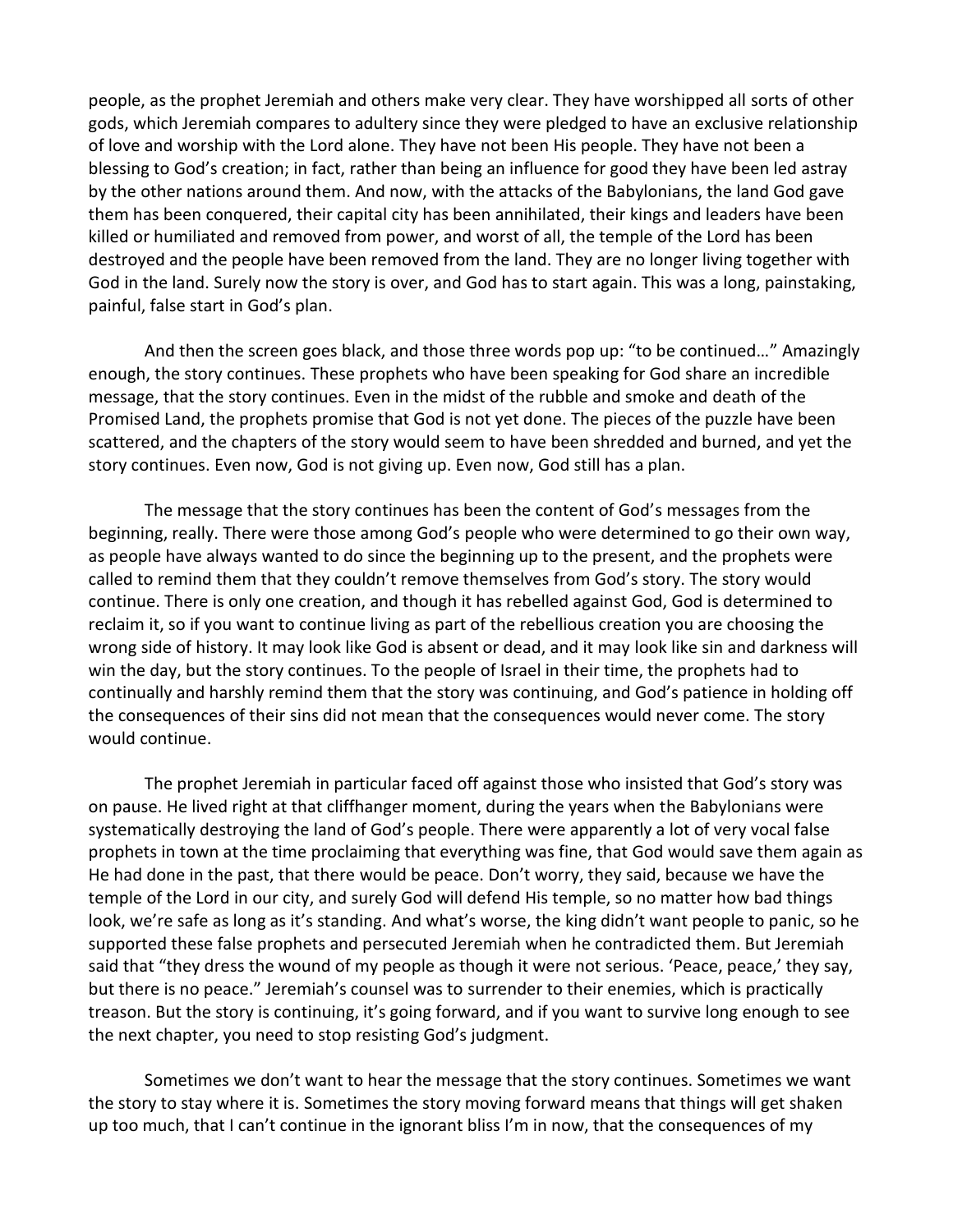people, as the prophet Jeremiah and others make very clear. They have worshipped all sorts of other gods, which Jeremiah compares to adultery since they were pledged to have an exclusive relationship of love and worship with the Lord alone. They have not been His people. They have not been a blessing to God's creation; in fact, rather than being an influence for good they have been led astray by the other nations around them. And now, with the attacks of the Babylonians, the land God gave them has been conquered, their capital city has been annihilated, their kings and leaders have been killed or humiliated and removed from power, and worst of all, the temple of the Lord has been destroyed and the people have been removed from the land. They are no longer living together with God in the land. Surely now the story is over, and God has to start again. This was a long, painstaking, painful, false start in God's plan.

And then the screen goes black, and those three words pop up: "to be continued…" Amazingly enough, the story continues. These prophets who have been speaking for God share an incredible message, that the story continues. Even in the midst of the rubble and smoke and death of the Promised Land, the prophets promise that God is not yet done. The pieces of the puzzle have been scattered, and the chapters of the story would seem to have been shredded and burned, and yet the story continues. Even now, God is not giving up. Even now, God still has a plan.

The message that the story continues has been the content of God's messages from the beginning, really. There were those among God's people who were determined to go their own way, as people have always wanted to do since the beginning up to the present, and the prophets were called to remind them that they couldn't remove themselves from God's story. The story would continue. There is only one creation, and though it has rebelled against God, God is determined to reclaim it, so if you want to continue living as part of the rebellious creation you are choosing the wrong side of history. It may look like God is absent or dead, and it may look like sin and darkness will win the day, but the story continues. To the people of Israel in their time, the prophets had to continually and harshly remind them that the story was continuing, and God's patience in holding off the consequences of their sins did not mean that the consequences would never come. The story would continue.

The prophet Jeremiah in particular faced off against those who insisted that God's story was on pause. He lived right at that cliffhanger moment, during the years when the Babylonians were systematically destroying the land of God's people. There were apparently a lot of very vocal false prophets in town at the time proclaiming that everything was fine, that God would save them again as He had done in the past, that there would be peace. Don't worry, they said, because we have the temple of the Lord in our city, and surely God will defend His temple, so no matter how bad things look, we're safe as long as it's standing. And what's worse, the king didn't want people to panic, so he supported these false prophets and persecuted Jeremiah when he contradicted them. But Jeremiah said that "they dress the wound of my people as though it were not serious. 'Peace, peace,' they say, but there is no peace." Jeremiah's counsel was to surrender to their enemies, which is practically treason. But the story is continuing, it's going forward, and if you want to survive long enough to see the next chapter, you need to stop resisting God's judgment.

Sometimes we don't want to hear the message that the story continues. Sometimes we want the story to stay where it is. Sometimes the story moving forward means that things will get shaken up too much, that I can't continue in the ignorant bliss I'm in now, that the consequences of my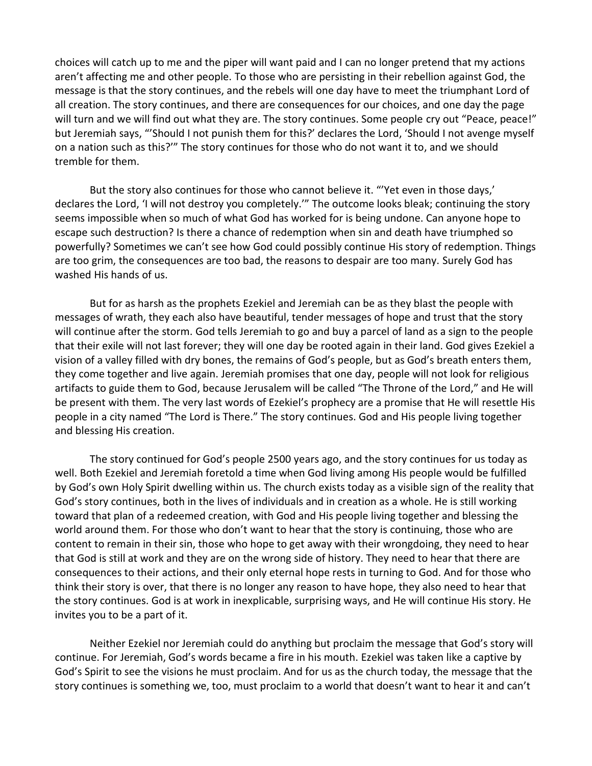choices will catch up to me and the piper will want paid and I can no longer pretend that my actions aren't affecting me and other people. To those who are persisting in their rebellion against God, the message is that the story continues, and the rebels will one day have to meet the triumphant Lord of all creation. The story continues, and there are consequences for our choices, and one day the page will turn and we will find out what they are. The story continues. Some people cry out "Peace, peace!" but Jeremiah says, "'Should I not punish them for this?' declares the Lord, 'Should I not avenge myself on a nation such as this?'" The story continues for those who do not want it to, and we should tremble for them.

But the story also continues for those who cannot believe it. "'Yet even in those days,' declares the Lord, 'I will not destroy you completely.'" The outcome looks bleak; continuing the story seems impossible when so much of what God has worked for is being undone. Can anyone hope to escape such destruction? Is there a chance of redemption when sin and death have triumphed so powerfully? Sometimes we can't see how God could possibly continue His story of redemption. Things are too grim, the consequences are too bad, the reasons to despair are too many. Surely God has washed His hands of us.

But for as harsh as the prophets Ezekiel and Jeremiah can be as they blast the people with messages of wrath, they each also have beautiful, tender messages of hope and trust that the story will continue after the storm. God tells Jeremiah to go and buy a parcel of land as a sign to the people that their exile will not last forever; they will one day be rooted again in their land. God gives Ezekiel a vision of a valley filled with dry bones, the remains of God's people, but as God's breath enters them, they come together and live again. Jeremiah promises that one day, people will not look for religious artifacts to guide them to God, because Jerusalem will be called "The Throne of the Lord," and He will be present with them. The very last words of Ezekiel's prophecy are a promise that He will resettle His people in a city named "The Lord is There." The story continues. God and His people living together and blessing His creation.

The story continued for God's people 2500 years ago, and the story continues for us today as well. Both Ezekiel and Jeremiah foretold a time when God living among His people would be fulfilled by God's own Holy Spirit dwelling within us. The church exists today as a visible sign of the reality that God's story continues, both in the lives of individuals and in creation as a whole. He is still working toward that plan of a redeemed creation, with God and His people living together and blessing the world around them. For those who don't want to hear that the story is continuing, those who are content to remain in their sin, those who hope to get away with their wrongdoing, they need to hear that God is still at work and they are on the wrong side of history. They need to hear that there are consequences to their actions, and their only eternal hope rests in turning to God. And for those who think their story is over, that there is no longer any reason to have hope, they also need to hear that the story continues. God is at work in inexplicable, surprising ways, and He will continue His story. He invites you to be a part of it.

Neither Ezekiel nor Jeremiah could do anything but proclaim the message that God's story will continue. For Jeremiah, God's words became a fire in his mouth. Ezekiel was taken like a captive by God's Spirit to see the visions he must proclaim. And for us as the church today, the message that the story continues is something we, too, must proclaim to a world that doesn't want to hear it and can't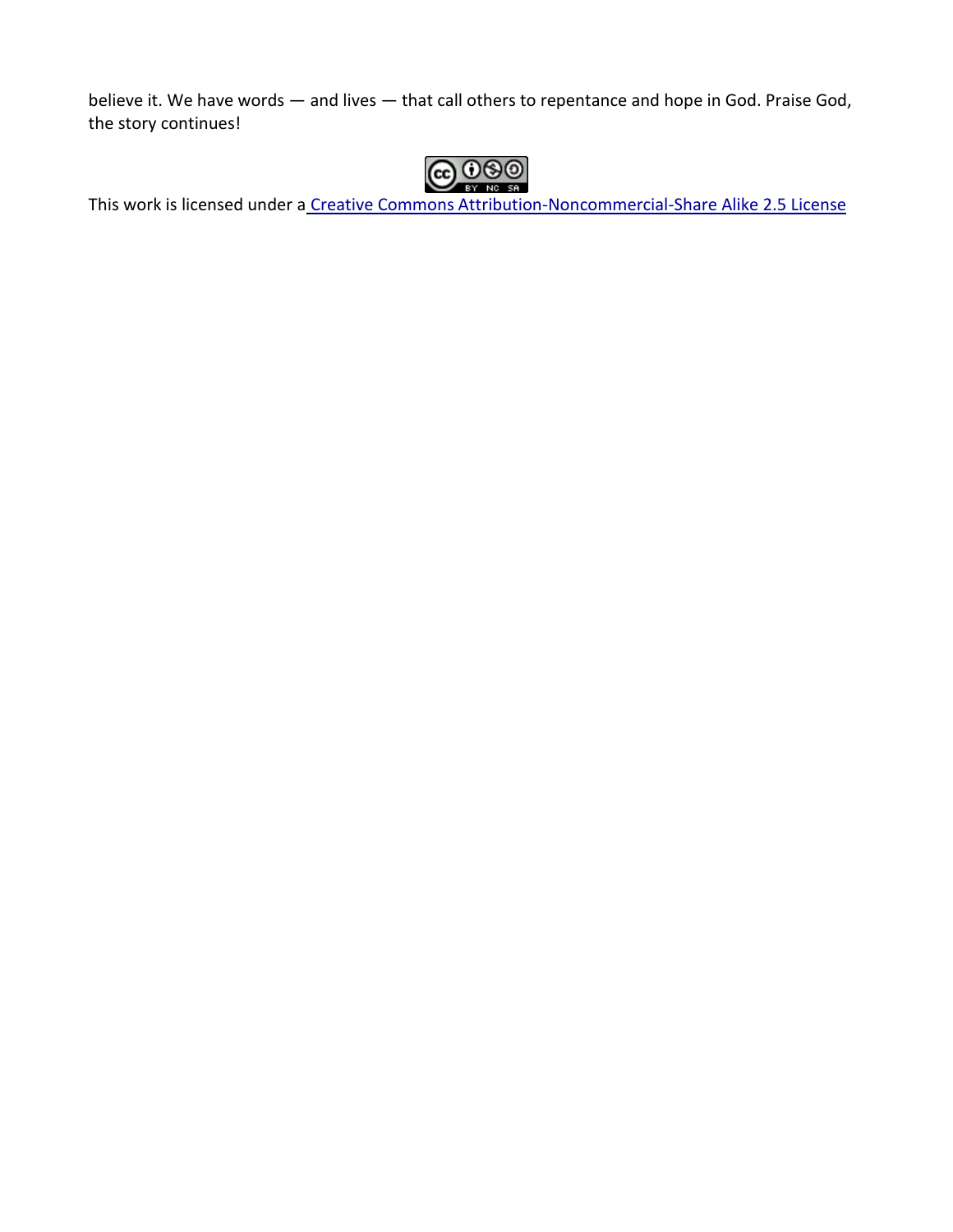believe it. We have words — and lives — that call others to repentance and hope in God. Praise God, the story continues!

This work is licensed under a Creative Commons Attribution-Noncommercial-Share Alike 2.5 License